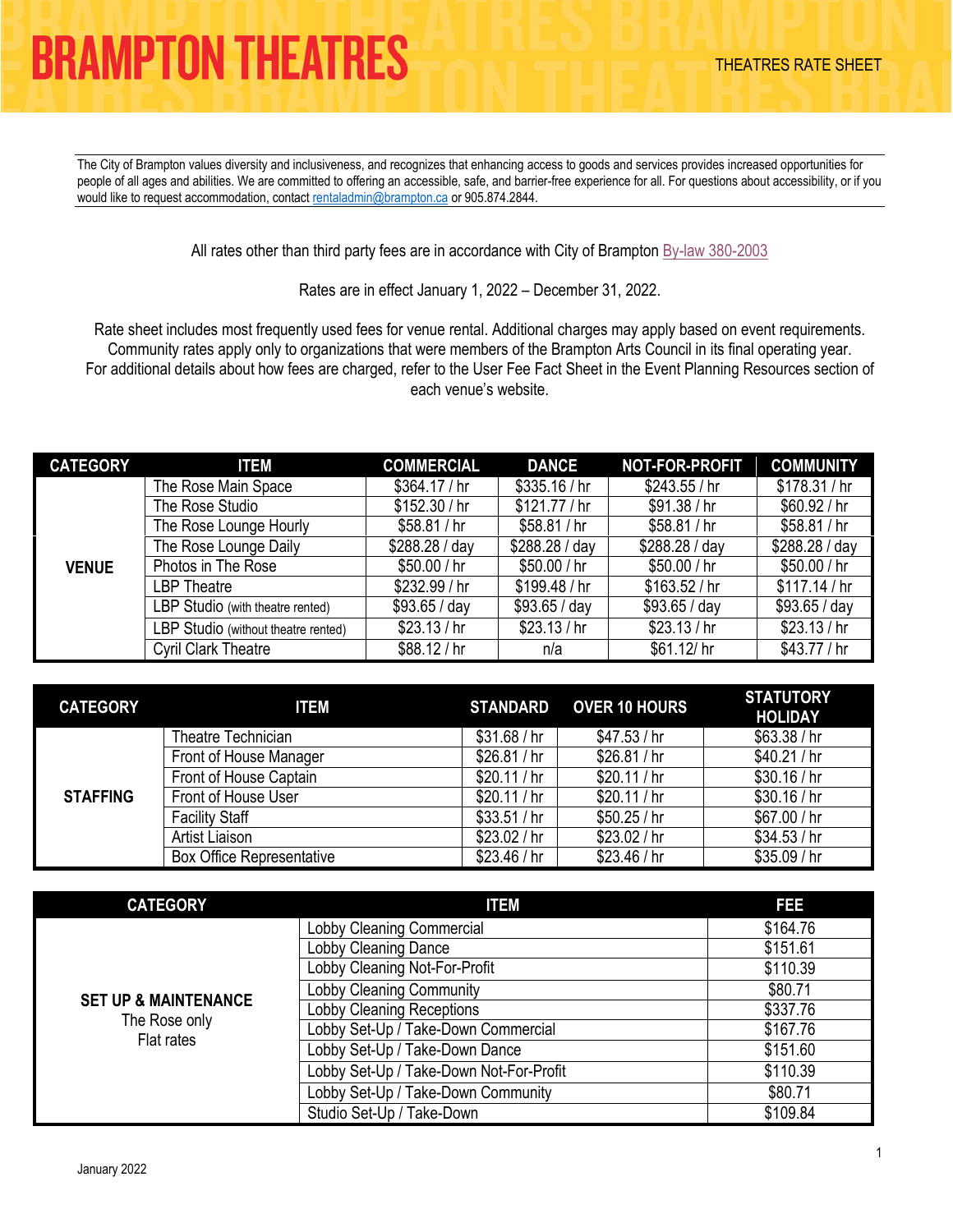# BRAMPTON THEATRES

THEATRES RATE SHEET

The City of Brampton values diversity and inclusiveness, and recognizes that enhancing access to goods and services provides increased opportunities for people of all ages and abilities. We are committed to offering an accessible, safe, and barrier-free experience for all. For questions about accessibility, or if you would like to request accommodation, contact rentaladmin@brampton.ca or 905.874.2844.

All rates other than third party fees are in accordance with City of Brampton By-law 380-2003

Rates are in effect January 1, 2022 – December 31, 2022.

Rate sheet includes most frequently used fees for venue rental. Additional charges may apply based on event requirements. Community rates apply only to organizations that were members of the Brampton Arts Council in its final operating year. For additional details about how fees are charged, refer to the User Fee Fact Sheet in the Event Planning Resources section of each venue's website.

| CATEGORY | ITEM | COMMERCIAL | DANCE | NOT-FOR-PROFIT | COMMUNITY |
|---|---|---|---|---|---|
| VENUE | The Rose Main Space | $364.17 / hr | $335.16 / hr | $243.55 / hr | $178.31 / hr |
| | The Rose Studio | $152.30 / hr | $121.77 / hr | $91.38 / hr | $60.92 / hr |
| | The Rose Lounge Hourly | $58.81 / hr | $58.81 / hr | $58.81 / hr | $58.81 / hr |
| | The Rose Lounge Daily | $288.28 / day | $288.28 / day | $288.28 / day | $288.28 / day |
| | Photos in The Rose | $50.00 / hr | $50.00 / hr | $50.00 / hr | $50.00 / hr |
| | LBP Theatre | $232.99 / hr | $199.48 / hr | $163.52 / hr | $117.14 / hr |
| | LBP Studio (with theatre rented) | $93.65 / day | $93.65 / day | $93.65 / day | $93.65 / day |
| | LBP Studio (without theatre rented) | $23.13 / hr | $23.13 / hr | $23.13 / hr | $23.13 / hr |
| | Cyril Clark Theatre | $88.12 / hr | n/a | $61.12/ hr | $43.77 / hr |

| CATEGORY | ITEM | STANDARD | OVER 10 HOURS | STATUTORY HOLIDAY |
|---|---|---|---|---|
| STAFFING | Theatre Technician | $31.68 / hr | $47.53 / hr | $63.38 / hr |
| | Front of House Manager | $26.81 / hr | $26.81 / hr | $40.21 / hr |
| | Front of House Captain | $20.11 / hr | $20.11 / hr | $30.16 / hr |
| | Front of House User | $20.11 / hr | $20.11 / hr | $30.16 / hr |
| | Facility Staff | $33.51 / hr | $50.25 / hr | $67.00 / hr |
| | Artist Liaison | $23.02 / hr | $23.02 / hr | $34.53 / hr |
| | Box Office Representative | $23.46 / hr | $23.46 / hr | $35.09 / hr |

| CATEGORY | ITEM | FEE |
|---|---|---|
| **SET UP & MAINTENANCE** The Rose only Flat rates | Lobby Cleaning Commercial | $164.76 |
| | Lobby Cleaning Dance | $151.61 |
| | Lobby Cleaning Not-For-Profit | $110.39 |
| | Lobby Cleaning Community | $80.71 |
| | Lobby Cleaning Receptions | $337.76 |
| | Lobby Set-Up / Take-Down Commercial | $167.76 |
| | Lobby Set-Up / Take-Down Dance | $151.60 |
| | Lobby Set-Up / Take-Down Not-For-Profit | $110.39 |
| | Lobby Set-Up / Take-Down Community | $80.71 |
| | Studio Set-Up / Take-Down | $109.84 |

January 2022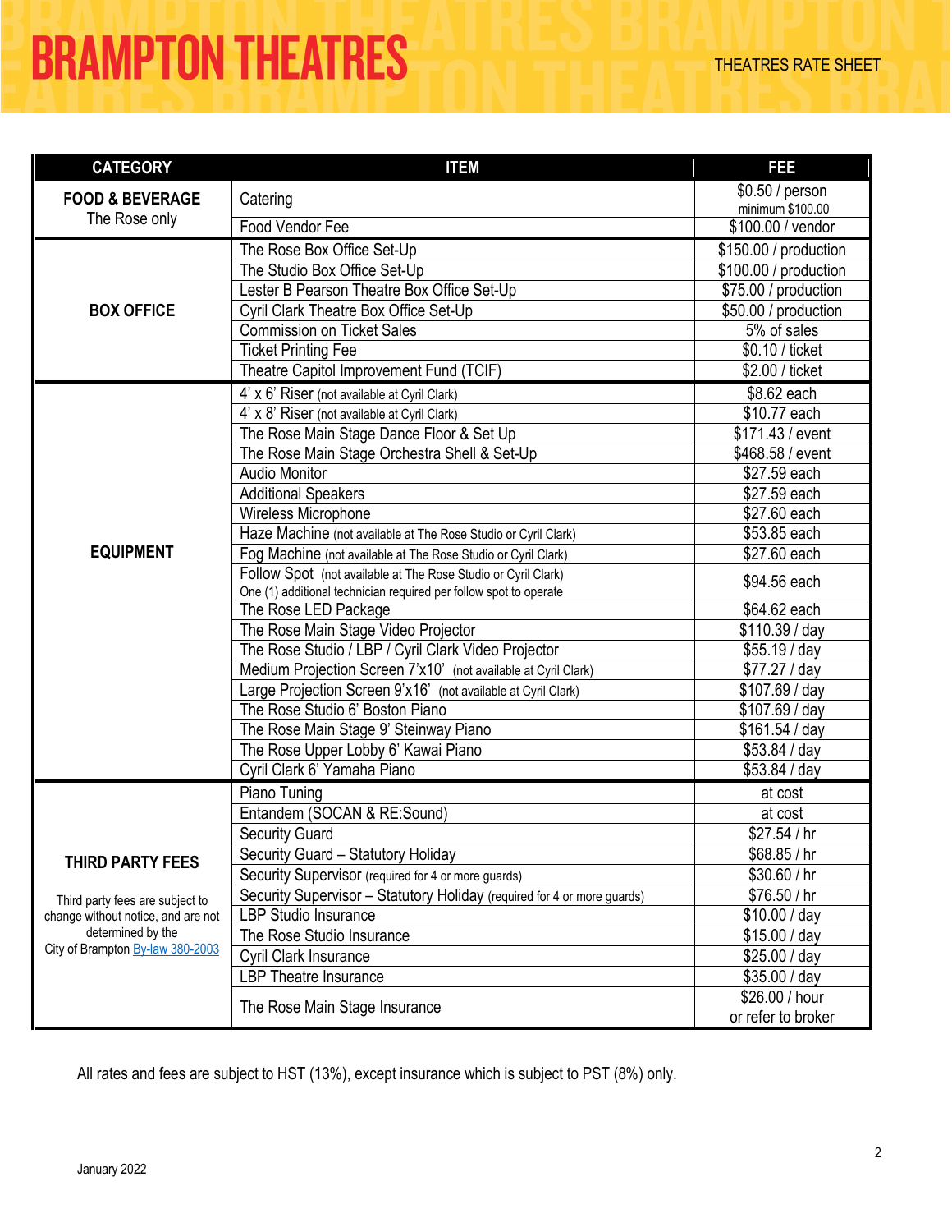# BRAMPTON THEATRES

THEATRES RATE SHEET

| CATEGORY | ITEM | FEE |
|---|---|---|
| **FOOD & BEVERAGE** The Rose only | Catering | $0.50 / person minimum $100.00 |
| | Food Vendor Fee | $100.00 / vendor |
| **BOX OFFICE** | The Rose Box Office Set-Up | $150.00 / production |
| | The Studio Box Office Set-Up | $100.00 / production |
| | Lester B Pearson Theatre Box Office Set-Up | $75.00 / production |
| | Cyril Clark Theatre Box Office Set-Up | $50.00 / production |
| | Commission on Ticket Sales | 5% of sales |
| | Ticket Printing Fee | $0.10 / ticket |
| | Theatre Capitol Improvement Fund (TCIF) | $2.00 / ticket |
| **EQUIPMENT** | 4' x 6' Riser (not available at Cyril Clark) | $8.62 each |
| | 4' x 8' Riser (not available at Cyril Clark) | $10.77 each |
| | The Rose Main Stage Dance Floor & Set Up | $171.43 / event |
| | The Rose Main Stage Orchestra Shell & Set-Up | $468.58 / event |
| | Audio Monitor | $27.59 each |
| | Additional Speakers | $27.59 each |
| | Wireless Microphone | $27.60 each |
| | Haze Machine (not available at The Rose Studio or Cyril Clark) | $53.85 each |
| | Fog Machine (not available at The Rose Studio or Cyril Clark) | $27.60 each |
| | Follow Spot (not available at The Rose Studio or Cyril Clark) One (1) additional technician required per follow spot to operate | $94.56 each |
| | The Rose LED Package | $64.62 each |
| | The Rose Main Stage Video Projector | $110.39 / day |
| | The Rose Studio / LBP / Cyril Clark Video Projector | $55.19 / day |
| | Medium Projection Screen 7'x10' (not available at Cyril Clark) | $77.27 / day |
| | Large Projection Screen 9'x16' (not available at Cyril Clark) | $107.69 / day |
| | The Rose Studio 6' Boston Piano | $107.69 / day |
| | The Rose Main Stage 9' Steinway Piano | $161.54 / day |
| | The Rose Upper Lobby 6' Kawai Piano | $53.84 / day |
| | Cyril Clark 6' Yamaha Piano | $53.84 / day |
| **THIRD PARTY FEES** Third party fees are subject to change without notice, and are not determined by the City of Brampton By-law 380-2003 | Piano Tuning | at cost |
| | Entandem (SOCAN & RE:Sound) | at cost |
| | Security Guard | $27.54 / hr |
| | Security Guard – Statutory Holiday | $68.85 / hr |
| | Security Supervisor (required for 4 or more guards) | $30.60 / hr |
| | Security Supervisor – Statutory Holiday (required for 4 or more guards) | $76.50 / hr |
| | LBP Studio Insurance | $10.00 / day |
| | The Rose Studio Insurance | $15.00 / day |
| | Cyril Clark Insurance | $25.00 / day |
| | LBP Theatre Insurance | $35.00 / day |
| | The Rose Main Stage Insurance | $26.00 / hour or refer to broker |

All rates and fees are subject to HST (13%), except insurance which is subject to PST (8%) only.

January 2022